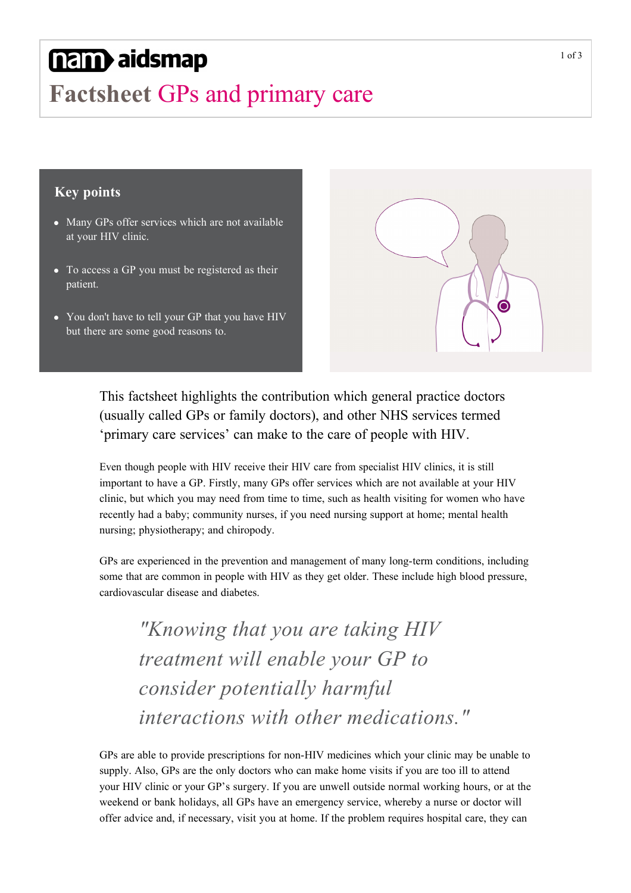nam aidsmap

# Factsheet GPs and primary care

## Key points

- Many GPs offer services which are not available at your HIV clinic.
- To access a GP you must be registered as their patient.
- You don't have to tell your GP that you have HIV but there are some good reasons to.

This factsheet highlights the contribution which general practice doctors (usually called GPs or family doctors), and other NHS services termed 'primary care services' can make to the care of people with HIV.

Even though people with HIV receive their HIV care from specialist HIV clinics, it is still important to have a GP. Firstly, many GPs offer services which are not available at your HIV clinic, but which you may need from time to time, such as health visiting for women who have recently had a baby; community nurses, if you need nursing support at home; mental health nursing; physiotherapy; and chiropody.

GPs are experienced in the prevention and management of many long-term conditions, including some that are common in people with HIV as they get older. These include high blood pressure, cardiovascular disease and diabetes.

> *"Knowing that you are taking HIV treatment will enable your GP to consider potentially harmful interactions with other medications."*

GPs are able to provide prescriptions for non-HIV medicines which your clinic may be unable to supply. Also, GPs are the only doctors who can make home visits if you are too ill to attend your HIV clinic or your GP's surgery. If you are unwell outside normal working hours, or at the weekend or bank holidays, all GPs have an emergency service, whereby a nurse or doctor will offer advice and, if necessary, visit you at home. If the problem requires hospital care, they can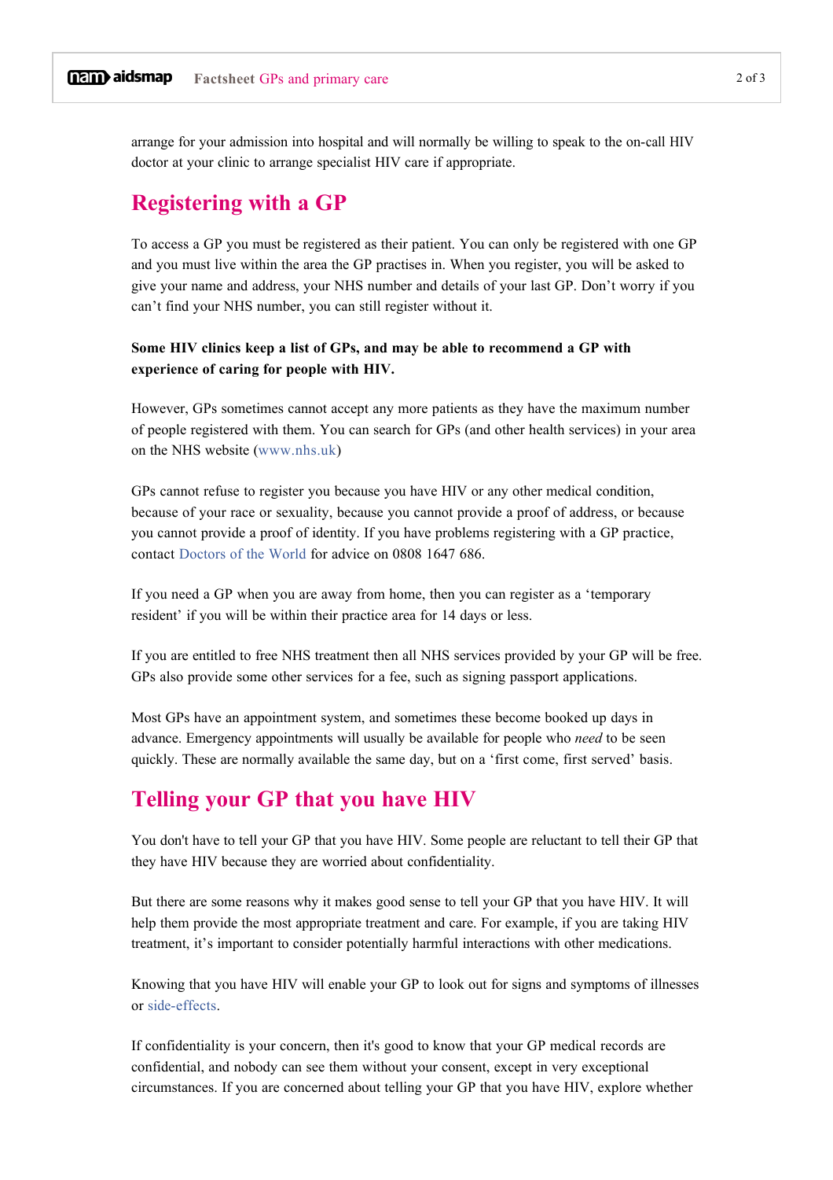arrange for your admission into hospital and will normally be willing to speak to the on-call HIV doctor at your clinic to arrange specialist HIV care if appropriate.

## Registering with a GP

To access a GP you must be registered as their patient. You can only be registered with one GP and you must live within the area the GP practises in. When you register, you will be asked to give your name and address, your NHS number and details of your last GP. Don't worry if you can't find your NHS number, you can still register without it.

**Some HIV clinics keep a list of GPs, and may be able to recommend a GP with experience of caring for people with HIV.**

However, GPs sometimes cannot accept any more patients as they have the maximum number of people registered with them. You can search for GPs (and other health services) in your area on the NHS website (www.nhs.uk)

GPs cannot refuse to register you because you have HIV or any other medical condition, because of your race or sexuality, because you cannot provide a proof of address, or because you cannot provide a proof of identity. If you have problems registering with a GP practice, contact Doctors of the World for advice on 0808 1647 686.

If you need a GP when you are away from home, then you can register as a 'temporary resident' if you will be within their practice area for 14 days or less.

If you are entitled to free NHS treatment then all NHS services provided by your GP will be free. GPs also provide some other services for a fee, such as signing passport applications.

Most GPs have an appointment system, and sometimes these become booked up days in advance. Emergency appointments will usually be available for people who *need* to be seen quickly. These are normally available the same day, but on a 'first come, first served' basis.

## Telling your GP that you have HIV

You don't have to tell your GP that you have HIV. Some people are reluctant to tell their GP that they have HIV because they are worried about confidentiality.

But there are some reasons why it makes good sense to tell your GP that you have HIV. It will help them provide the most appropriate treatment and care. For example, if you are taking HIV treatment, it's important to consider potentially harmful interactions with other medications.

Knowing that you have HIV will enable your GP to look out for signs and symptoms of illnesses or side-effects.

If confidentiality is your concern, then it's good to know that your GP medical records are confidential, and nobody can see them without your consent, except in very exceptional circumstances. If you are concerned about telling your GP that you have HIV, explore whether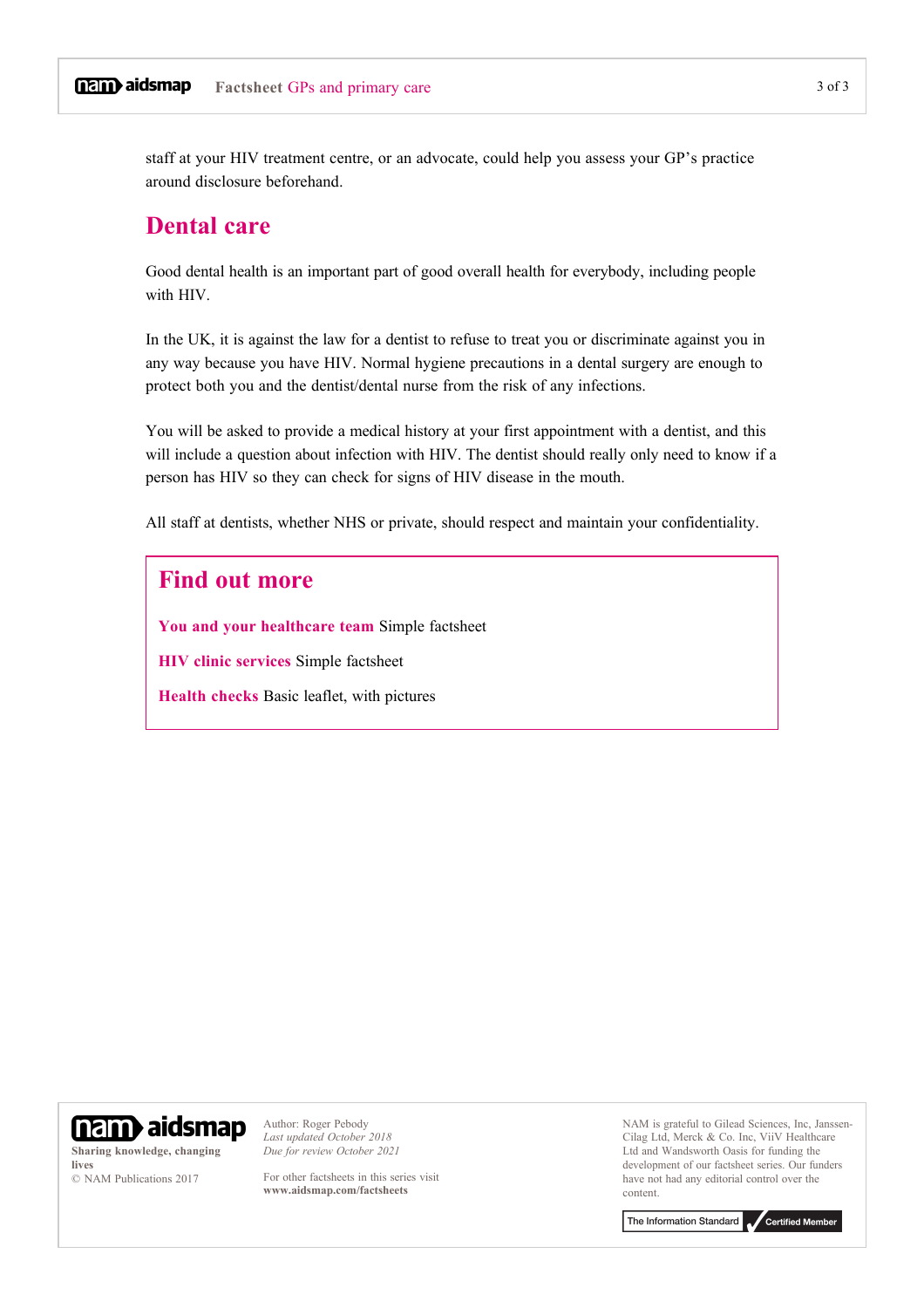staff at your HIV treatment centre, or an advocate, could help you assess your GP's practice around disclosure beforehand.

## Dental care

Good dental health is an important part of good overall health for everybody, including people with HIV.

In the UK, it is against the law for a dentist to refuse to treat you or discriminate against you in any way because you have HIV. Normal hygiene precautions in a dental surgery are enough to protect both you and the dentist/dental nurse from the risk of any infections.

You will be asked to provide a medical history at your first appointment with a dentist, and this will include a question about infection with HIV. The dentist should really only need to know if a person has HIV so they can check for signs of HIV disease in the mouth.

All staff at dentists, whether NHS or private, should respect and maintain your confidentiality.

## Find out more

**You and your healthcare team** Simple factsheet

**HIV clinic services** Simple factsheet

**Health checks** Basic leaflet, with pictures

nam aidsmap
**Sharing knowledge, changing lives**
© NAM Publications 2017

Author: Roger Pebody
*Last updated October 2018*
*Due for review October 2021*

For other factsheets in this series visit **www.aidsmap.com/factsheets**

NAM is grateful to Gilead Sciences, Inc, Janssen-Cilag Ltd, Merck & Co. Inc, ViiV Healthcare Ltd and Wandsworth Oasis for funding the development of our factsheet series. Our funders have not had any editorial control over the content.

The Information Standard Certified Member